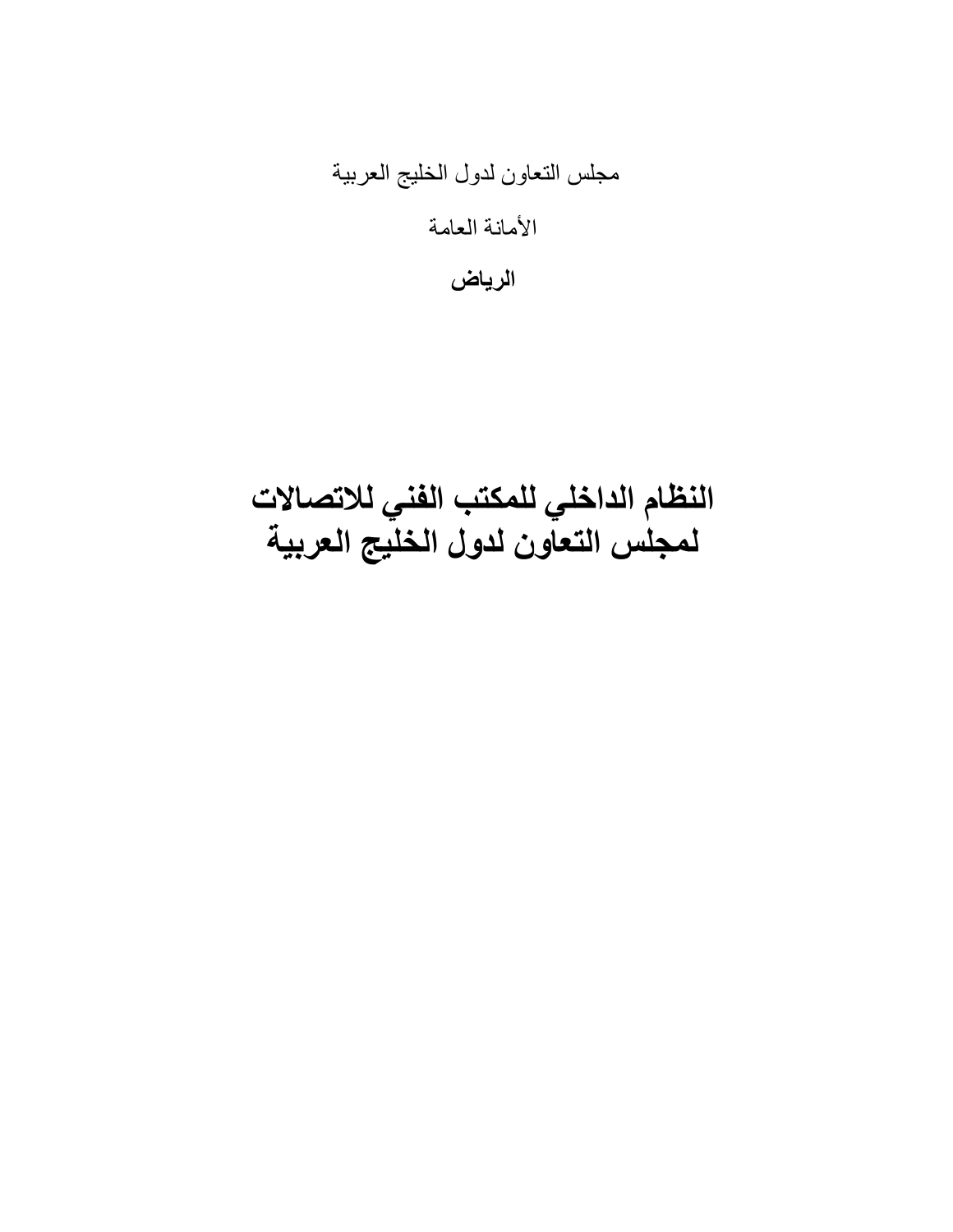مجلس التعاون لدول الخليج العربية

الأمانة العامة

**الرياض**

# النظام الداخلي للمكتب الفني للاتصالات لمجلس التعاون لدول الخليج العربية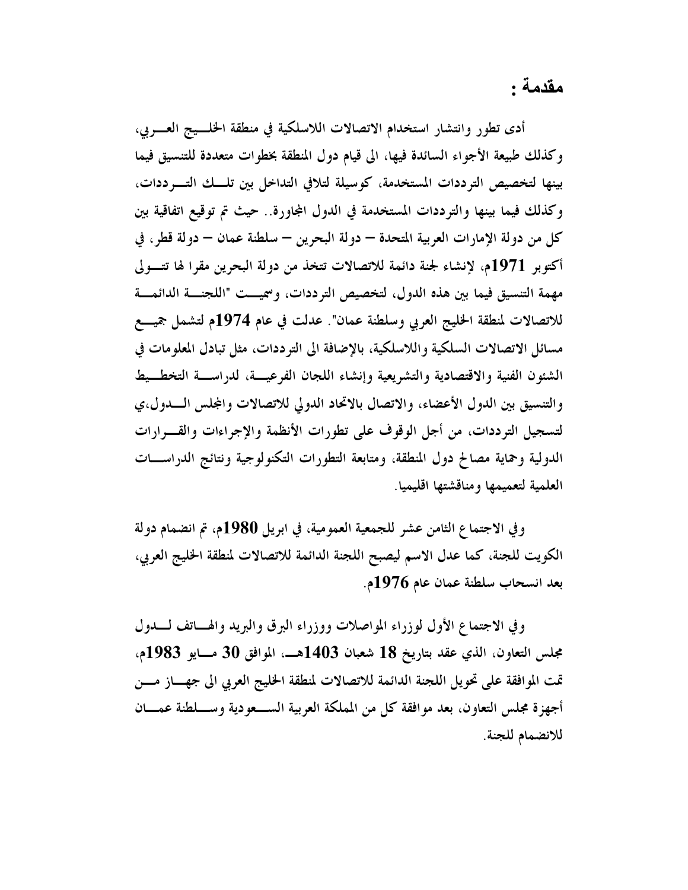## مقدمة :

أدى تطور وانتشار استخدام الاتصالات اللاسلكية في منطقة الخليج العربي، وكذلك طبيعة الأجواء السائدة فيها، الى قيام دول المنطقة بخطوات متعددة للتنسيق فيما بينها لتخصيص الترددات المستخدمة، كوسيلة لتلافي التداخل بين تلك الترددات، وكذلك فيما بينها والترددات المستخدمة في الدول المجاورة.. حيث تم توقيع اتفاقية بين كل من دولة الإمارات العربية المتحدة – دولة البحرين – سلطنة عمان – دولة قطر، في أكتوبر **1971**م، لإنشاء لجنة دائمة للاتصالات تتخذ من دولة البحرين مقرا لها تتولى مهمة التنسيق فيما بين هذه الدول، لتخصيص الترددات، وسميت "اللجنة الدائمة للاتصالات لمنطقة الخليج العربي وسلطنة عمان". عدلت في عام **1974**م لتشمل جميع مسائل الاتصالات السلكية واللاسلكية، بالإضافة الى الترددات، مثل تبادل المعلومات في الشئون الفنية والاقتصادية والتشريعية وإنشاء اللجان الفرعية، لدراسة التخطيط والتنسيق بين الدول الأعضاء، والاتصال بالاتحاد الدولي للاتصالات والمجلس الدول،ي لتسجيل الترددات، من أجل الوقوف على تطورات الأنظمة والإجراءات والقرارات الدولية وحماية مصالح دول المنطقة، ومتابعة التطورات التكنولوجية ونتائج الدراسات العلمية لتعميمها ومناقشتها اقليميا.

وفي الاجتماع الثامن عشر للجمعية العمومية، في ابريل **1980**م، تم انضمام دولة الكويت للجنة، كما عدل الاسم ليصبح اللجنة الدائمة للاتصالات لمنطقة الخليج العربي، بعد انسحاب سلطنة عمان عام **1976**م.

وفي الاجتماع الأول لوزراء المواصلات ووزراء البرق والبريد والهاتف لدول مجلس التعاون، الذي عقد بتاريخ **18** شعبان **1403**هـ، الموافق **30** مايو **1983**م، تمت الموافقة على تحويل اللجنة الدائمة للاتصالات لمنطقة الخليج العربي الى جهاز من أجهزة مجلس التعاون، بعد موافقة كل من المملكة العربية السعودية وسلطنة عمان للانضمام للجنة.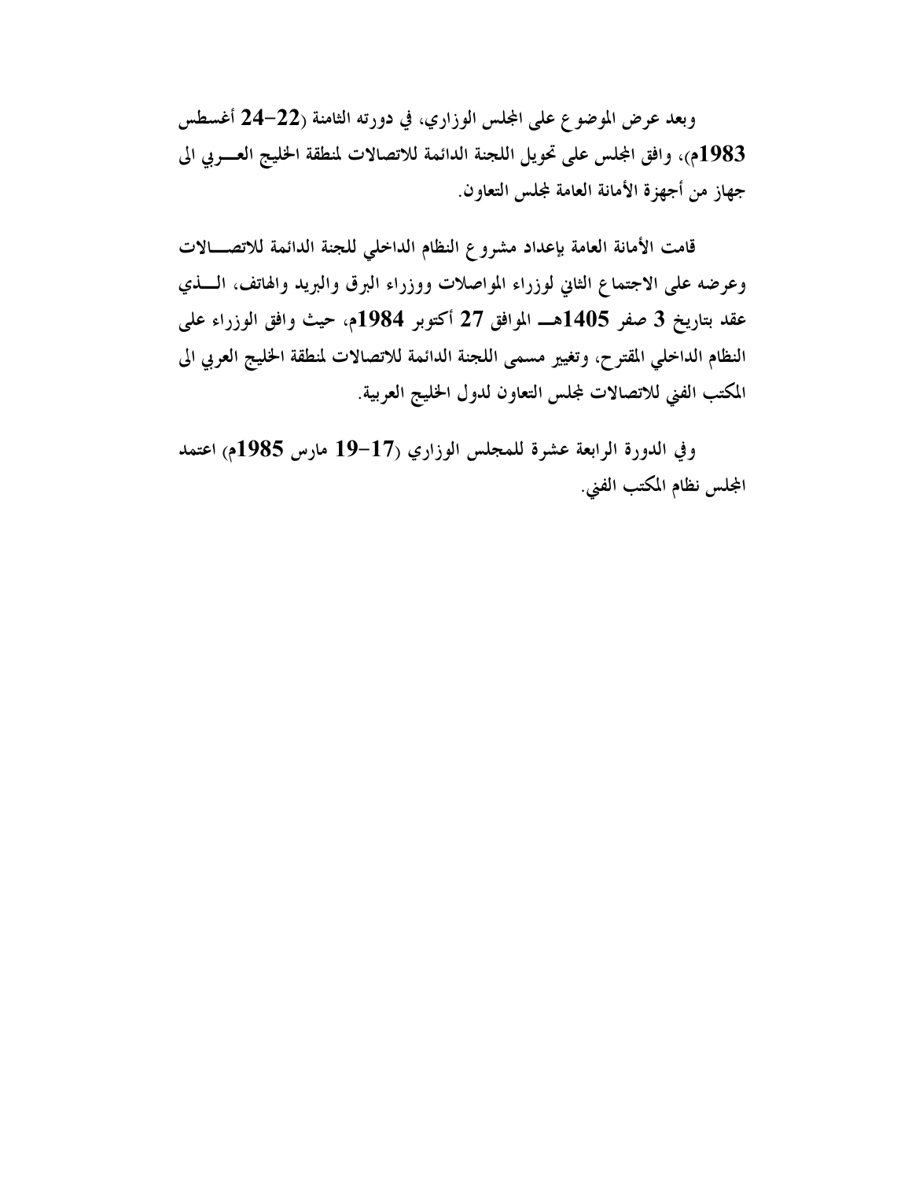وبعد عرض الموضوع على المجلس الوزاري، في دورته الثامنة (22-24 أغسطس 1983م)، وافق المجلس على تحويل اللجنة الدائمة للاتصالات لمنطقة الخليج العربي الى جهاز من أجهزة الأمانة العامة لمجلس التعاون.

قامت الأمانة العامة بإعداد مشروع النظام الداخلي للجنة الدائمة للاتصالات وعرضه على الاجتماع الثاني لوزراء المواصلات ووزراء البرق والبريد والهاتف، الذي عقد بتاريخ 3 صفر 1405هـ الموافق 27 أكتوبر 1984م، حيث وافق الوزراء على النظام الداخلي المقترح، وتغيير مسمى اللجنة الدائمة للاتصالات لمنطقة الخليج العربي الى المكتب الفني للاتصالات لمجلس التعاون لدول الخليج العربية.

وفي الدورة الرابعة عشرة للمجلس الوزاري (17-19 مارس 1985م) اعتمد المجلس نظام المكتب الفني.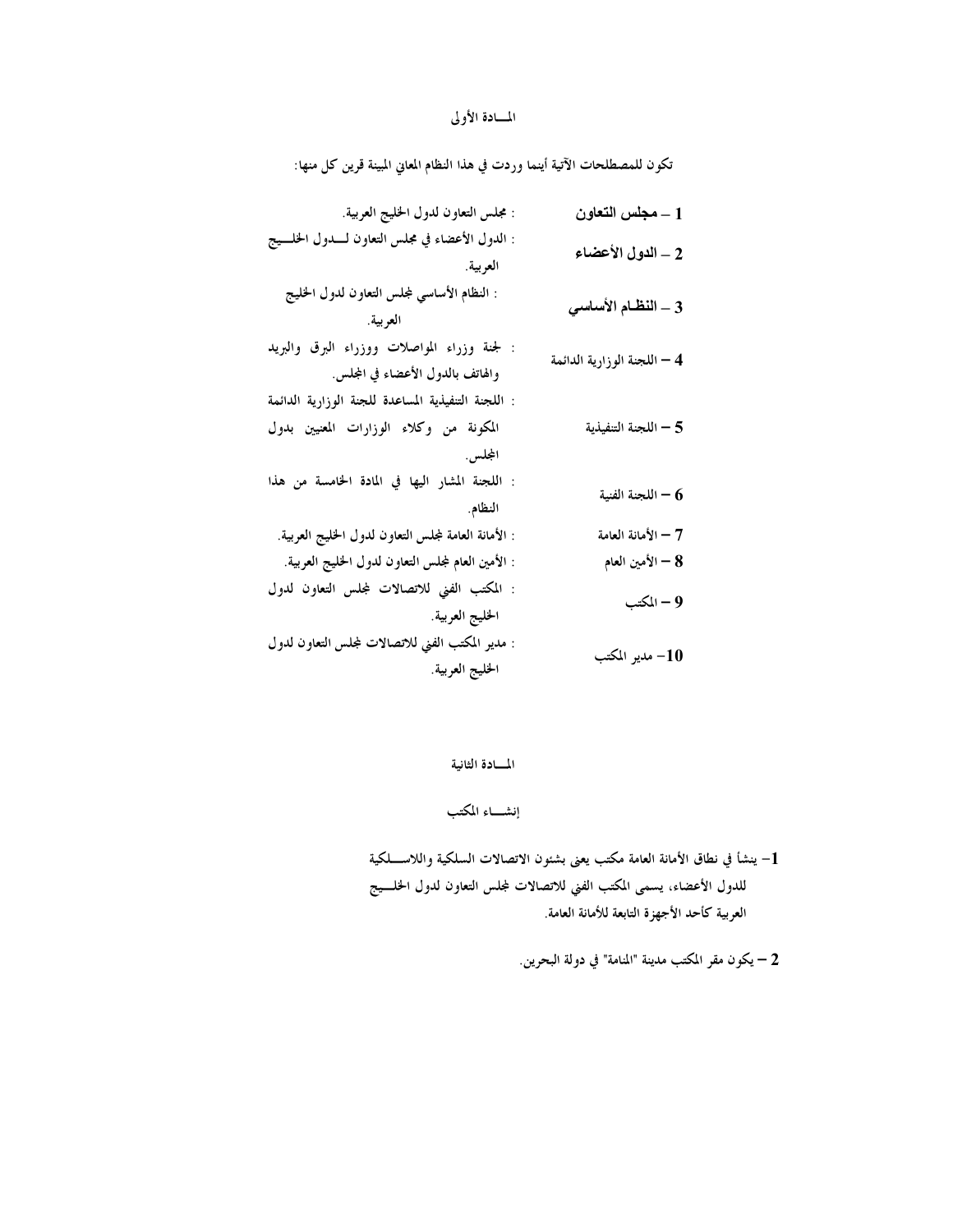## المـــادة الأولى

تكون للمصطلحات الآتية أينما وردت في هذا النظام المعاني المبينة قرين كل منها:

| المصطلح | المعنى |
| --- | --- |
| **1 – مجلس التعاون** | : مجلس التعاون لدول الخليج العربية. |
| **2 – الدول الأعضاء** | : الدول الأعضاء في مجلس التعاون لـــدول الخلـــيج العربية. |
| **3 – النظـام الأساسي** | : النظام الأساسي لمجلس التعاون لدول الخليج العربية. |
| 4 – اللجنة الوزارية الدائمة | : لجنة وزراء المواصلات ووزراء البرق والبريد والهاتف بالدول الأعضاء في المجلس. |
| 5 – اللجنة التنفيذية | : اللجنة التنفيذية المساعدة للجنة الوزارية الدائمة المكونة من وكلاء الوزارات المعنيين بدول المجلس. |
| 6 – اللجنة الفنية | : اللجنة المشار اليها في المادة الخامسة من هذا النظام. |
| 7 – الأمانة العامة | : الأمانة العامة لمجلس التعاون لدول الخليج العربية. |
| 8 – الأمين العام | : الأمين العام لمجلس التعاون لدول الخليج العربية. |
| 9 – المكتب | : المكتب الفني للاتصالات لمجلس التعاون لدول الخليج العربية. |
| 10– مدير المكتب | : مدير المكتب الفني للاتصالات لمجلس التعاون لدول الخليج العربية. |

## المـــادة الثانية

### إنشــــاء المكتب

1– ينشأ في نطاق الأمانة العامة مكتب يعنى بشئون الاتصالات السلكية واللاســـلكية للدول الأعضاء، يسمى المكتب الفني للاتصالات لمجلس التعاون لدول الخلـــيج العربية كأحد الأجهزة التابعة للأمانة العامة.

2 – يكون مقر المكتب مدينة "المنامة" في دولة البحرين.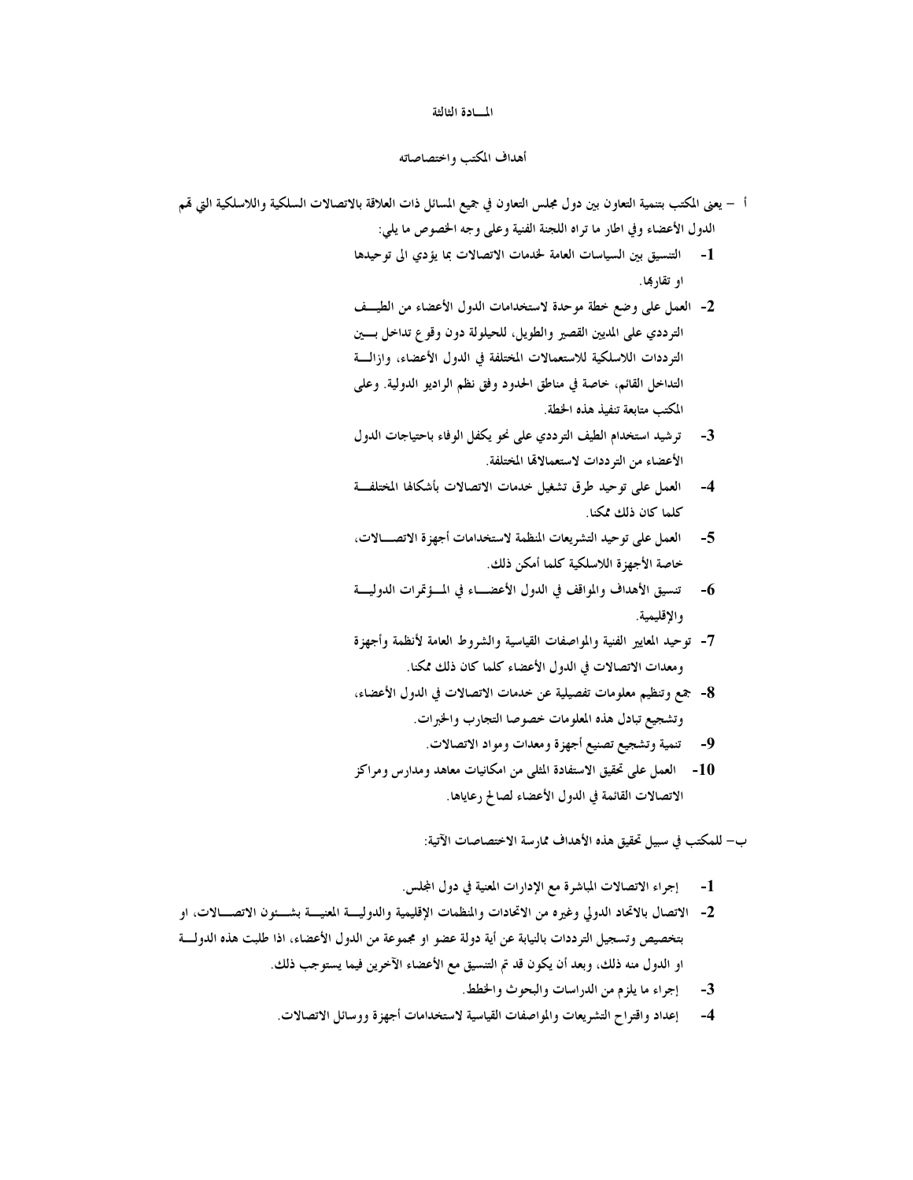## المـــادة الثالثة

## أهداف المكتب واختصاصاته

أ – يعنى المكتب بتنمية التعاون بين دول مجلس التعاون في جميع المسائل ذات العلاقة بالاتصالات السلكية واللاسلكية التي تهم الدول الأعضاء وفي اطار ما تراه اللجنة الفنية وعلى وجه الخصوص ما يلي:

1- التنسيق بين السياسات العامة لخدمات الاتصالات بما يؤدي الى توحيدها او تقاربها.

2- العمل على وضع خطة موحدة لاستخدامات الدول الأعضاء من الطيـــف الترددي على المدين القصير والطويل، للحيلولة دون وقوع تداخل بـــين الترددات اللاسلكية للاستعمالات المختلفة في الدول الأعضاء، وازالـــة التداخل القائم، خاصة في مناطق الحدود وفق نظم الراديو الدولية. وعلى المكتب متابعة تنفيذ هذه الخطة.

3- ترشيد استخدام الطيف الترددي على نحو يكفل الوفاء باحتياجات الدول الأعضاء من الترددات لاستعمالاتها المختلفة.

4- العمل على توحيد طرق تشغيل خدمات الاتصالات بأشكالها المختلفـــة كلما كان ذلك ممكنا.

5- العمل على توحيد التشريعات المنظمة لاستخدامات أجهزة الاتصـــالات، خاصة الأجهزة اللاسلكية كلما أمكن ذلك.

6- تنسيق الأهداف والمواقف في الدول الأعضـــاء في المـــؤتمرات الدوليـــة والإقليمية.

7- توحيد المعايير الفنية والمواصفات القياسية والشروط العامة لأنظمة وأجهزة ومعدات الاتصالات في الدول الأعضاء كلما كان ذلك ممكنا.

8- جمع وتنظيم معلومات تفصيلية عن خدمات الاتصالات في الدول الأعضاء، وتشجيع تبادل هذه المعلومات خصوصا التجارب والخبرات.

9- تنمية وتشجيع تصنيع أجهزة ومعدات ومواد الاتصالات.

10- العمل على تحقيق الاستفادة المثلى من امكانيات معاهد ومدارس ومراكز الاتصالات القائمة في الدول الأعضاء لصالح رعاياها.

ب– للمكتب في سبيل تحقيق هذه الأهداف ممارسة الاختصاصات الآتية:

1- إجراء الاتصالات المباشرة مع الإدارات المعنية في دول المجلس.

2- الاتصال بالاتحاد الدولي وغيره من الاتحادات والمنظمات الإقليمية والدوليـــة المعنيـــة بشـــئون الاتصـــالات، او بتخصيص وتسجيل الترددات بالنيابة عن أية دولة عضو او مجموعة من الدول الأعضاء، اذا طلبت هذه الدولـــة او الدول منه ذلك، وبعد أن يكون قد تم التنسيق مع الأعضاء الآخرين فيما يستوجب ذلك.

3- إجراء ما يلزم من الدراسات والبحوث والخطط.

4- إعداد واقتراح التشريعات والمواصفات القياسية لاستخدامات أجهزة ووسائل الاتصالات.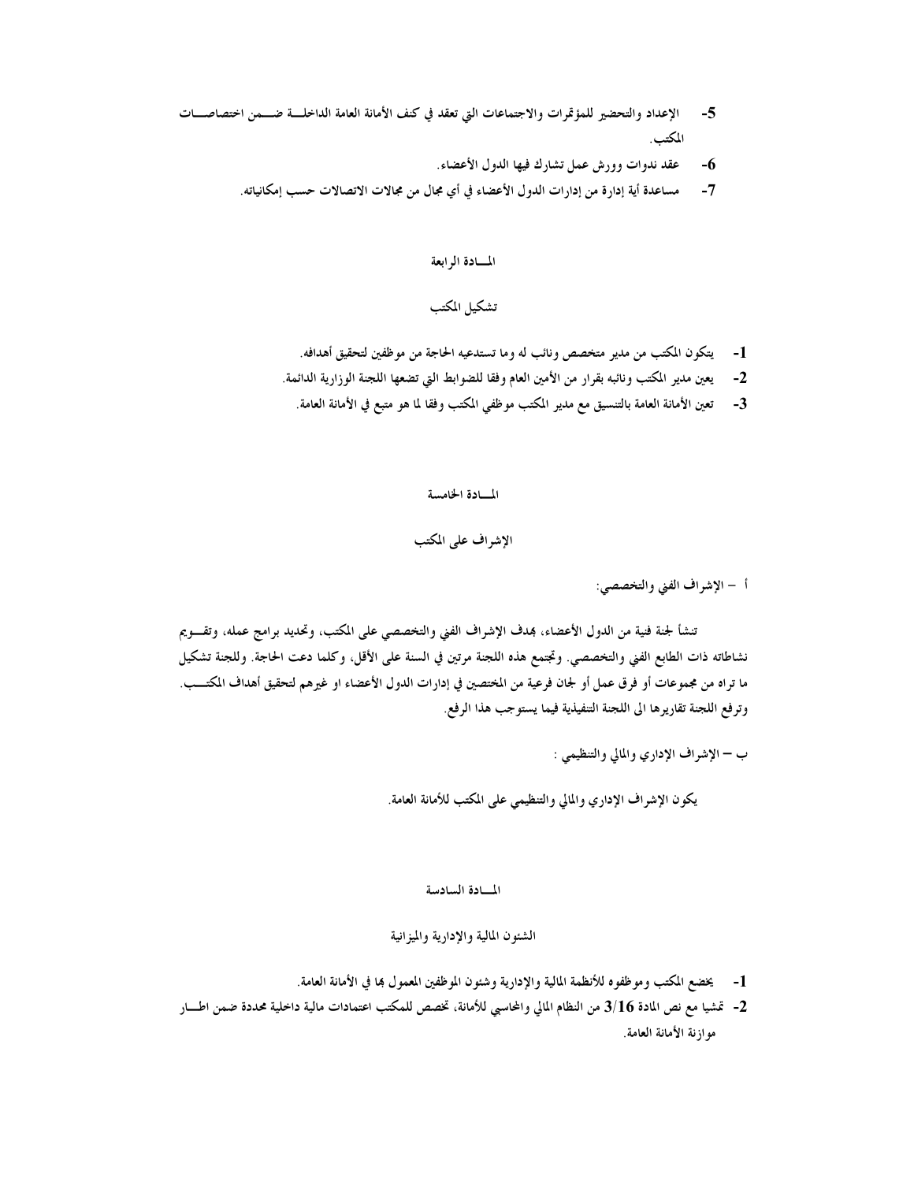5- الإعداد والتحضير للمؤتمرات والاجتماعات التي تعقد في كنف الأمانة العامة الداخلة ضمن اختصاصات المكتب.

6- عقد ندوات وورش عمل تشارك فيها الدول الأعضاء.

7- مساعدة أية إدارة من إدارات الدول الأعضاء في أي مجال من مجالات الاتصالات حسب إمكانياته.

## المادة الرابعة

## تشكيل المكتب

1- يتكون المكتب من مدير متخصص ونائب له وما تستدعيه الحاجة من موظفين لتحقيق أهدافه.

2- يعين مدير المكتب ونائبه بقرار من الأمين العام وفقا للضوابط التي تضعها اللجنة الوزارية الدائمة.

3- تعين الأمانة العامة بالتنسيق مع مدير المكتب موظفي المكتب وفقا لما هو متبع في الأمانة العامة.

## المادة الخامسة

## الإشراف على المكتب

أ – الإشراف الفني والتخصصي:

تنشأ لجنة فنية من الدول الأعضاء، بهدف الإشراف الفني والتخصصي على المكتب، وتحديد برامج عمله، وتقويم نشاطاته ذات الطابع الفني والتخصصي. وتجتمع هذه اللجنة مرتين في السنة على الأقل، وكلما دعت الحاجة. وللجنة تشكيل ما تراه من مجموعات أو فرق عمل أو لجان فرعية من المختصين في إدارات الدول الأعضاء او غيرهم لتحقيق أهداف المكتب. وترفع اللجنة تقاريرها الى اللجنة التنفيذية فيما يستوجب هذا الرفع.

ب – الإشراف الإداري والمالي والتنظيمي :

يكون الإشراف الإداري والمالي والتنظيمي على المكتب للأمانة العامة.

## المادة السادسة

## الشئون المالية والإدارية والميزانية

1- يخضع المكتب وموظفوه للأنظمة المالية والإدارية وشئون الموظفين المعمول بها في الأمانة العامة.

2- تمشيا مع نص المادة 3/16 من النظام المالي والمحاسبي للأمانة، تخصص للمكتب اعتمادات مالية داخلية محددة ضمن اطار موازنة الأمانة العامة.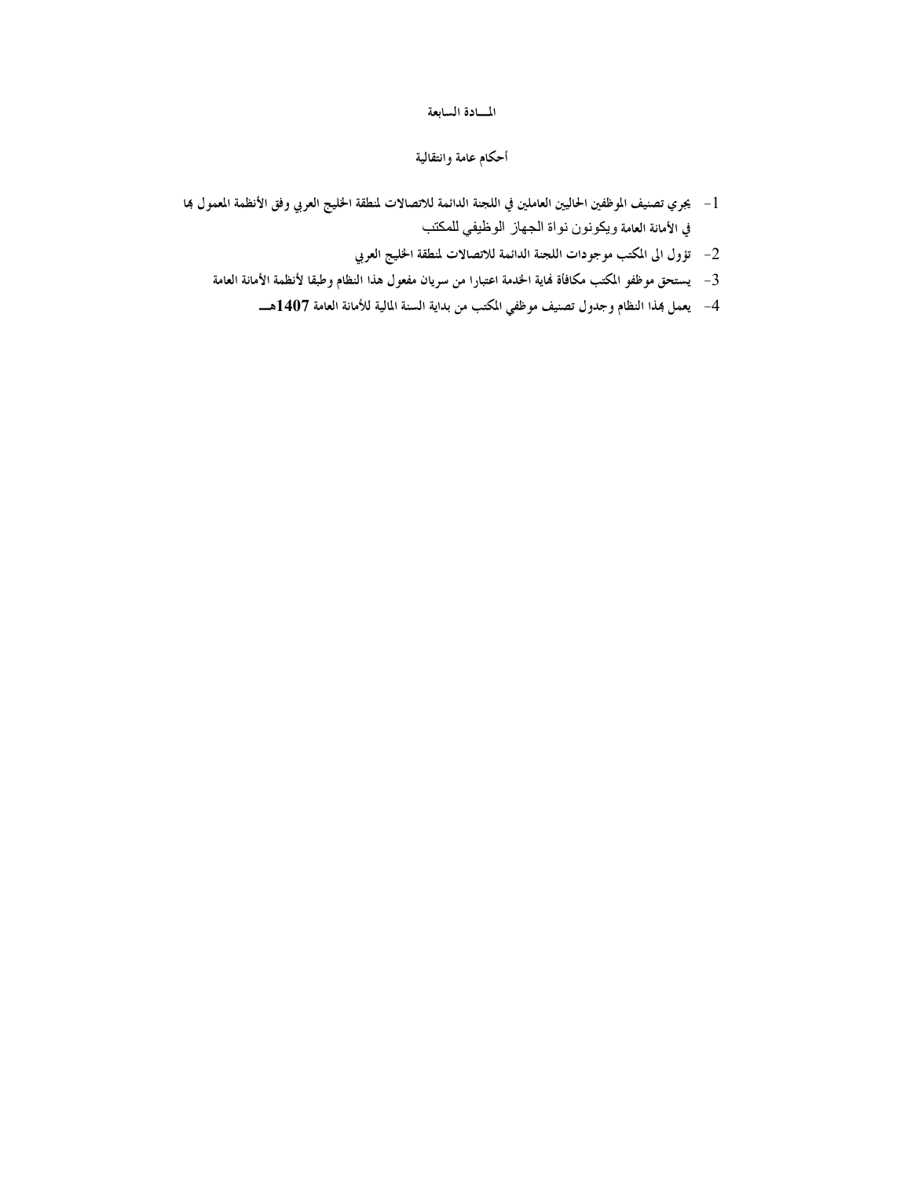## المــــادة السابعة

### أحكام عامة وانتقالية

1- يجري تصنيف الموظفين الحاليين العاملين في اللجنة الدائمة للاتصالات لمنطقة الخليج العربي وفق الأنظمة المعمول بها في الأمانة العامة ويكونون نواة الجهاز الوظيفي للمكتب

2- تؤول الى المكتب موجودات اللجنة الدائمة للاتصالات لمنطقة الخليج العربي

3- يستحق موظفو المكتب مكافأة نهاية الخدمة اعتبارا من سريان مفعول هذا النظام وطبقا لأنظمة الأمانة العامة

4- يعمل بهذا النظام وجدول تصنيف موظفي المكتب من بداية السنة المالية للأمانة العامة 1407هـ